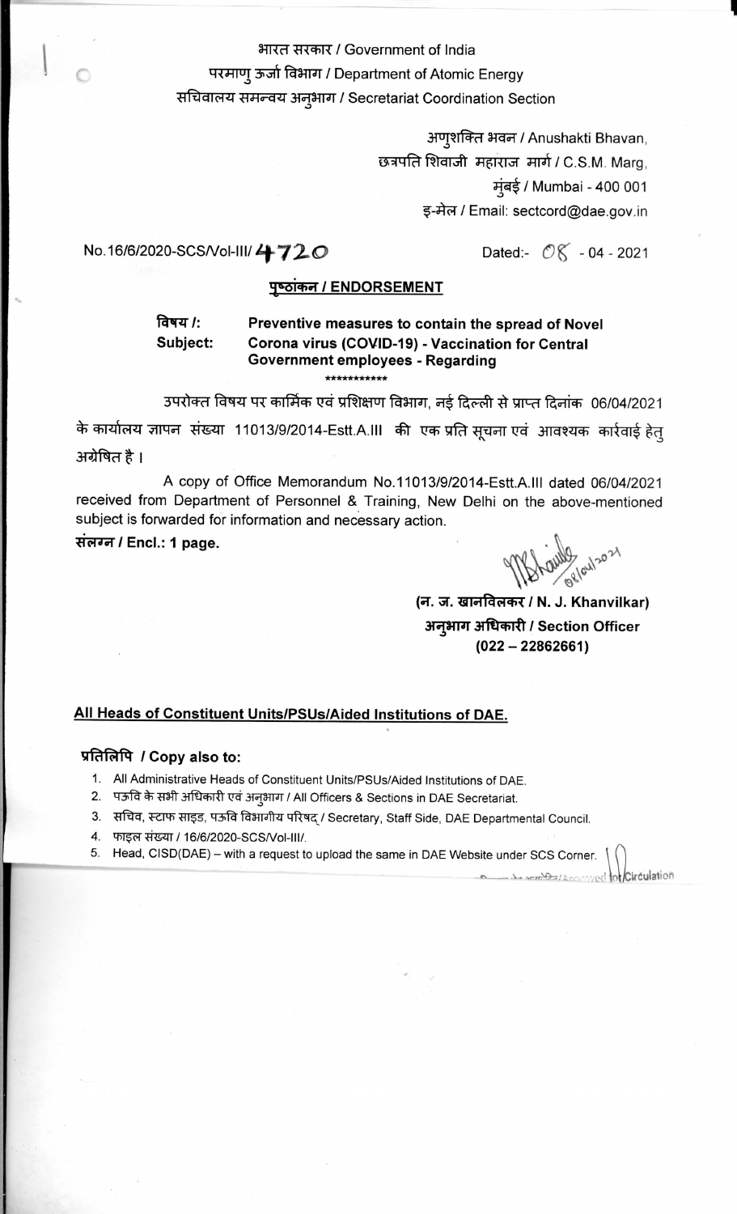भारत सरकार / Government of India
परमाणु ऊर्जा विभाग / Department of Atomic Energy
सचिवालय समन्वय अनुभाग / Secretariat Coordination Section

अणुशक्ति भवन / Anushakti Bhavan,
छत्रपति शिवाजी महाराज मार्ग / C.S.M. Marg,
मुंबई / Mumbai - 400 001
इ-मेल / Email: sectcord@dae.gov.in

No.16/6/2020-SCS/Vol-III/4720 Dated:- 08 - 04 - 2021

## पृष्ठांकन / ENDORSEMENT

**विषय /: Preventive measures to contain the spread of Novel**
**Subject: Corona virus (COVID-19) - Vaccination for Central Government employees - Regarding**

***********

उपरोक्त विषय पर कार्मिक एवं प्रशिक्षण विभाग, नई दिल्ली से प्राप्त दिनांक 06/04/2021 के कार्यालय ज्ञापन संख्या 11013/9/2014-Estt.A.III की एक प्रति सूचना एवं आवश्यक कार्रवाई हेतु अग्रेषित है ।

A copy of Office Memorandum No.11013/9/2014-Estt.A.III dated 06/04/2021 received from Department of Personnel & Training, New Delhi on the above-mentioned subject is forwarded for information and necessary action.

**संलग्न / Encl.: 1 page.**

08/04/2021

**(न. ज. खानविलकर / N. J. Khanvilkar)**
**अनुभाग अधिकारी / Section Officer**
**(022 – 22862661)**

**All Heads of Constituent Units/PSUs/Aided Institutions of DAE.**

**प्रतिलिपि / Copy also to:**

1. All Administrative Heads of Constituent Units/PSUs/Aided Institutions of DAE.
2. पऊवि के सभी अधिकारी एवं अनुभाग / All Officers & Sections in DAE Secretariat.
3. सचिव, स्टाफ साइड, पऊवि विभागीय परिषद् / Secretary, Staff Side, DAE Departmental Council.
4. फाइल संख्या / 16/6/2020-SCS/Vol-III/.
5. Head, CISD(DAE) – with a request to upload the same in DAE Website under SCS Corner.

अनुमोदित / Approved for Circulation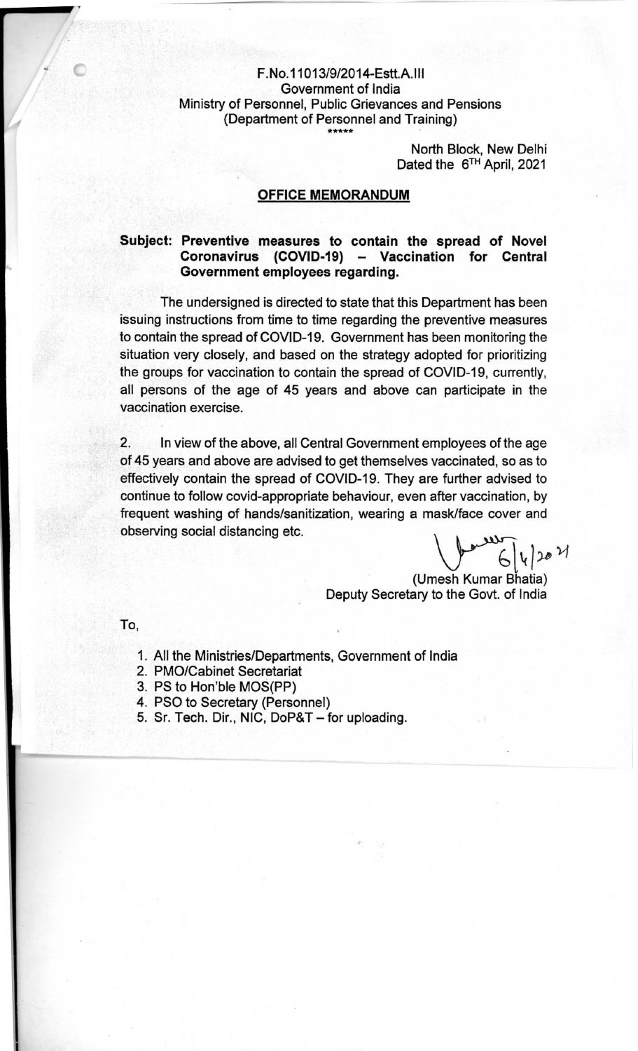F.No.11013/9/2014-Estt.A.III
Government of India
Ministry of Personnel, Public Grievances and Pensions
(Department of Personnel and Training)

\*\*\*\*\*

North Block, New Delhi
Dated the 6TH April, 2021

## OFFICE MEMORANDUM

**Subject: Preventive measures to contain the spread of Novel Coronavirus (COVID-19) – Vaccination for Central Government employees regarding.**

The undersigned is directed to state that this Department has been issuing instructions from time to time regarding the preventive measures to contain the spread of COVID-19. Government has been monitoring the situation very closely, and based on the strategy adopted for prioritizing the groups for vaccination to contain the spread of COVID-19, currently, all persons of the age of 45 years and above can participate in the vaccination exercise.

2. In view of the above, all Central Government employees of the age of 45 years and above are advised to get themselves vaccinated, so as to effectively contain the spread of COVID-19. They are further advised to continue to follow covid-appropriate behaviour, even after vaccination, by frequent washing of hands/sanitization, wearing a mask/face cover and observing social distancing etc.

6/4/2021

(Umesh Kumar Bhatia)
Deputy Secretary to the Govt. of India

To,

1. All the Ministries/Departments, Government of India
2. PMO/Cabinet Secretariat
3. PS to Hon'ble MOS(PP)
4. PSO to Secretary (Personnel)
5. Sr. Tech. Dir., NIC, DoP&T – for uploading.